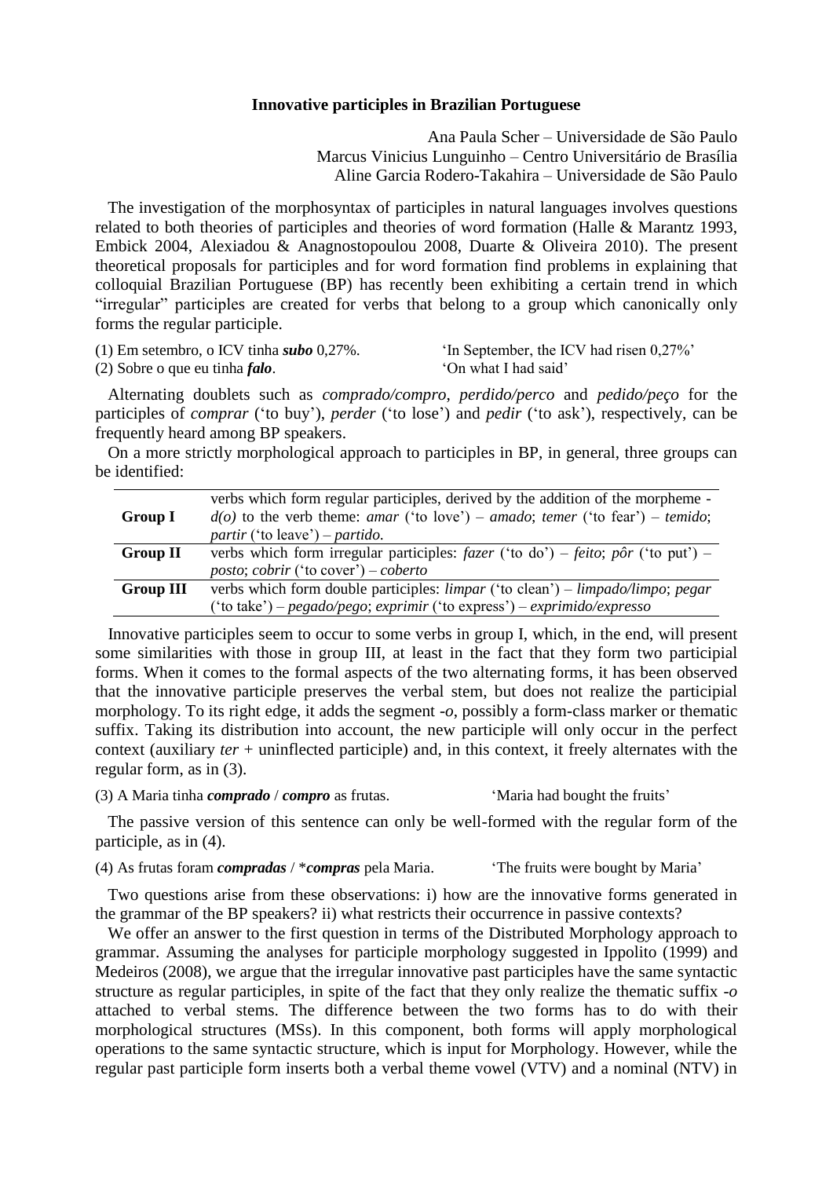# Innovative participles in Brazilian Portuguese

Ana Paula Scher – Universidade de São Paulo
Marcus Vinicius Lunguinho – Centro Universitário de Brasília
Aline Garcia Rodero-Takahira – Universidade de São Paulo

The investigation of the morphosyntax of participles in natural languages involves questions related to both theories of participles and theories of word formation (Halle & Marantz 1993, Embick 2004, Alexiadou & Anagnostopoulou 2008, Duarte & Oliveira 2010). The present theoretical proposals for participles and for word formation find problems in explaining that colloquial Brazilian Portuguese (BP) has recently been exhibiting a certain trend in which "irregular" participles are created for verbs that belong to a group which canonically only forms the regular participle.

(1) Em setembro, o ICV tinha ***subo*** 0,27%. 'In September, the ICV had risen 0,27%'
(2) Sobre o que eu tinha ***falo***. 'On what I had said'

Alternating doublets such as *comprado/compro*, *perdido/perco* and *pedido/peço* for the participles of *comprar* ('to buy'), *perder* ('to lose') and *pedir* ('to ask'), respectively, can be frequently heard among BP speakers.

On a more strictly morphological approach to participles in BP, in general, three groups can be identified:

| | |
|---|---|
| **Group I** | verbs which form regular participles, derived by the addition of the morpheme -*d(o)* to the verb theme: *amar* ('to love') – *amado*; *temer* ('to fear') – *temido*; *partir* ('to leave') – *partido*. |
| **Group II** | verbs which form irregular participles: *fazer* ('to do') – *feito*; *pôr* ('to put') – *posto*; *cobrir* ('to cover') – *coberto* |
| **Group III** | verbs which form double participles: *limpar* ('to clean') – *limpado/limpo*; *pegar* ('to take') – *pegado/pego*; *exprimir* ('to express') – *exprimido/expresso* |

Innovative participles seem to occur to some verbs in group I, which, in the end, will present some similarities with those in group III, at least in the fact that they form two participial forms. When it comes to the formal aspects of the two alternating forms, it has been observed that the innovative participle preserves the verbal stem, but does not realize the participial morphology. To its right edge, it adds the segment -*o*, possibly a form-class marker or thematic suffix. Taking its distribution into account, the new participle will only occur in the perfect context (auxiliary *ter* + uninflected participle) and, in this context, it freely alternates with the regular form, as in (3).

(3) A Maria tinha ***comprado*** / ***compro*** as frutas. 'Maria had bought the fruits'

The passive version of this sentence can only be well-formed with the regular form of the participle, as in (4).

(4) As frutas foram ***compradas*** / \****compras*** pela Maria. 'The fruits were bought by Maria'

Two questions arise from these observations: i) how are the innovative forms generated in the grammar of the BP speakers? ii) what restricts their occurrence in passive contexts?

We offer an answer to the first question in terms of the Distributed Morphology approach to grammar. Assuming the analyses for participle morphology suggested in Ippolito (1999) and Medeiros (2008), we argue that the irregular innovative past participles have the same syntactic structure as regular participles, in spite of the fact that they only realize the thematic suffix -*o* attached to verbal stems. The difference between the two forms has to do with their morphological structures (MSs). In this component, both forms will apply morphological operations to the same syntactic structure, which is input for Morphology. However, while the regular past participle form inserts both a verbal theme vowel (VTV) and a nominal (NTV) in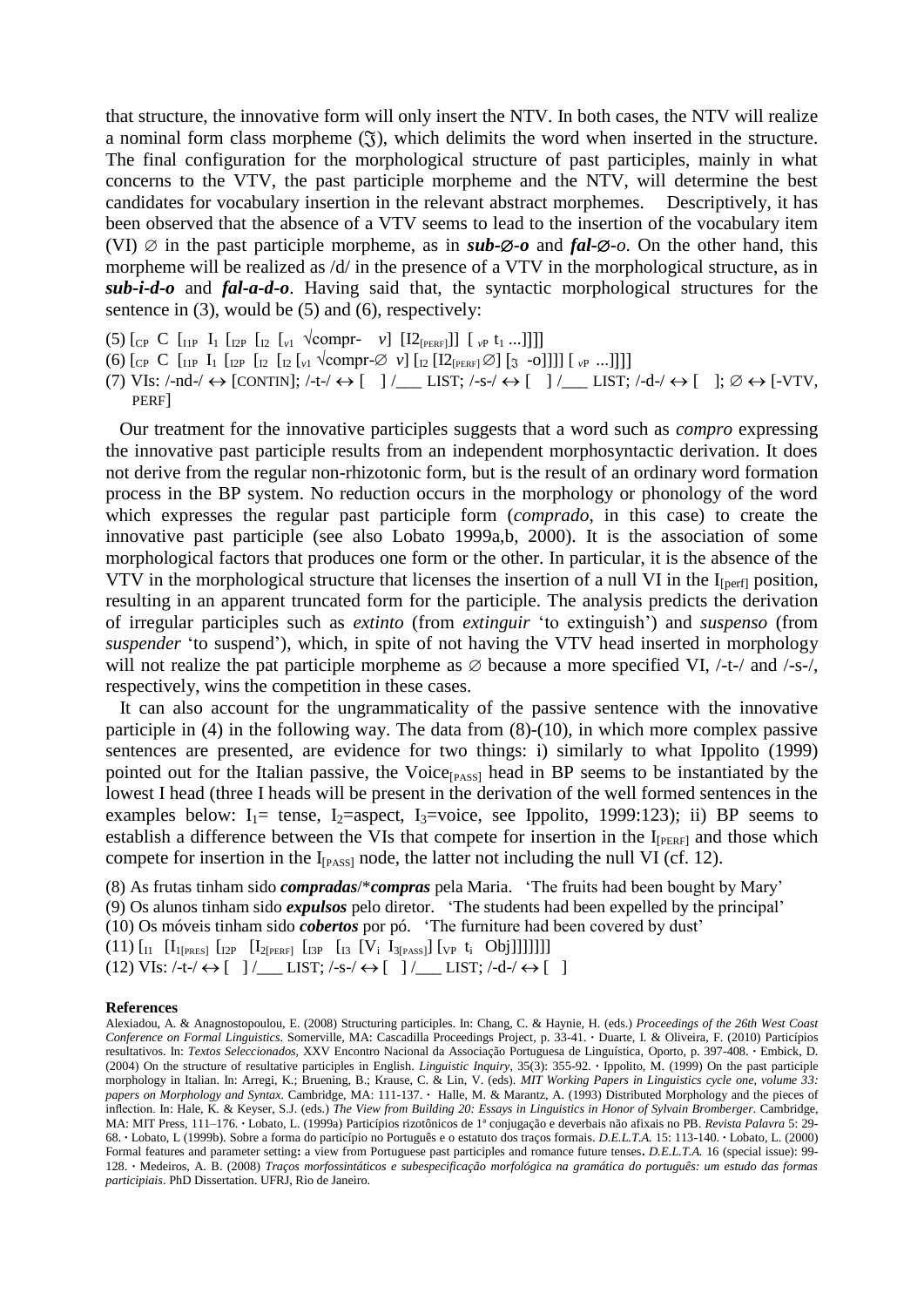that structure, the innovative form will only insert the NTV. In both cases, the NTV will realize a nominal form class morpheme (ℑ), which delimits the word when inserted in the structure. The final configuration for the morphological structure of past participles, mainly in what concerns to the VTV, the past participle morpheme and the NTV, will determine the best candidates for vocabulary insertion in the relevant abstract morphemes. Descriptively, it has been observed that the absence of a VTV seems to lead to the insertion of the vocabulary item (VI) ∅ in the past participle morpheme, as in ***sub-∅-o*** and ***fal-∅-o***. On the other hand, this morpheme will be realized as /d/ in the presence of a VTV in the morphological structure, as in ***sub-i-d-o*** and ***fal-a-d-o***. Having said that, the syntactic morphological structures for the sentence in (3), would be (5) and (6), respectively:

(5) $[_{CP}$ C $[_{I1P}$ $I_1$ $[_{I2P}$ $[_{I2}$ $[_{v1}$ √compr- $v]$ $[I2_{[PERF]}]]$ $[_{vP}$ $t_1$ ...$]]]]$

(6) $[_{CP}$ C $[_{I1P}$ $I_1$ $[_{I2P}$ $[_{I2}$ $[_{v1}$ √compr-∅ $v]$ $[_{I2}$ $[I2_{[PERF]}$ ∅$]$ $[_{ℑ}$ -o$]]]]$ $[_{vP}$ ...$]]]]$

(7) VIs: /-nd-/ ↔ [CONTIN]; /-t-/ ↔ [ ] /___ LIST; /-s-/ ↔ [ ] /___ LIST; /-d-/ ↔ [ ]; ∅ ↔ [-VTV, PERF]

Our treatment for the innovative participles suggests that a word such as *compro* expressing the innovative past participle results from an independent morphosyntactic derivation. It does not derive from the regular non-rhizotonic form, but is the result of an ordinary word formation process in the BP system. No reduction occurs in the morphology or phonology of the word which expresses the regular past participle form (*comprado*, in this case) to create the innovative past participle (see also Lobato 1999a,b, 2000). It is the association of some morphological factors that produces one form or the other. In particular, it is the absence of the VTV in the morphological structure that licenses the insertion of a null VI in the $I_{[perf]}$ position, resulting in an apparent truncated form for the participle. The analysis predicts the derivation of irregular participles such as *extinto* (from *extinguir* 'to extinguish') and *suspenso* (from *suspender* 'to suspend'), which, in spite of not having the VTV head inserted in morphology will not realize the pat participle morpheme as ∅ because a more specified VI, /-t-/ and /-s-/, respectively, wins the competition in these cases.

It can also account for the ungrammaticality of the passive sentence with the innovative participle in (4) in the following way. The data from (8)-(10), in which more complex passive sentences are presented, are evidence for two things: i) similarly to what Ippolito (1999) pointed out for the Italian passive, the $Voice_{[PASS]}$ head in BP seems to be instantiated by the lowest I head (three I heads will be present in the derivation of the well formed sentences in the examples below: $I_1$= tense, $I_2$=aspect, $I_3$=voice, see Ippolito, 1999:123); ii) BP seems to establish a difference between the VIs that compete for insertion in the $I_{[PERF]}$ and those which compete for insertion in the $I_{[PASS]}$ node, the latter not including the null VI (cf. 12).

(8) As frutas tinham sido ***compradas***/\****compras*** pela Maria. 'The fruits had been bought by Mary'

(9) Os alunos tinham sido ***expulsos*** pelo diretor. 'The students had been expelled by the principal'

(10) Os móveis tinham sido ***cobertos*** por pó. 'The furniture had been covered by dust'

(11) $[_{I1}$ $[I_{1[PRES]}$ $[_{I2P}$ $[I_{2[PERF]}$ $[_{I3P}$ $[_{I3}$ $[V_i$ $I_{3[PASS]}]$ $[_{VP}$ $t_i$ Obj$]]]]]]]$

(12) VIs: /-t-/ ↔ [ ] /___ LIST; /-s-/ ↔ [ ] /___ LIST; /-d-/ ↔ [ ]

**References**

Alexiadou, A. & Anagnostopoulou, E. (2008) Structuring participles. In: Chang, C. & Haynie, H. (eds.) *Proceedings of the 26th West Coast Conference on Formal Linguistics*. Somerville, MA: Cascadilla Proceedings Project, p. 33-41. · Duarte, I. & Oliveira, F. (2010) Particípios resultativos. In: *Textos Seleccionados*, XXV Encontro Nacional da Associação Portuguesa de Linguística, Oporto, p. 397-408. · Embick, D. (2004) On the structure of resultative participles in English. *Linguistic Inquiry*, 35(3): 355-92. · Ippolito, M. (1999) On the past participle morphology in Italian. In: Arregi, K.; Bruening, B.; Krause, C. & Lin, V. (eds). *MIT Working Papers in Linguistics cycle one, volume 33: papers on Morphology and Syntax*. Cambridge, MA: 111-137. · Halle, M. & Marantz, A. (1993) Distributed Morphology and the pieces of inflection. In: Hale, K. & Keyser, S.J. (eds.) *The View from Building 20: Essays in Linguistics in Honor of Sylvain Bromberger*. Cambridge, MA: MIT Press, 111–176. · Lobato, L. (1999a) Particípios rizotônicos de 1ª conjugação e deverbais não afixais no PB. *Revista Palavra* 5: 29-68. · Lobato, L (1999b). Sobre a forma do particípio no Português e o estatuto dos traços formais. *D.E.L.T.A.* 15: 113-140. · Lobato, L. (2000) Formal features and parameter setting**:** a view from Portuguese past participles and romance future tenses**.** *D.E.L.T.A.* 16 (special issue): 99-128. · Medeiros, A. B. (2008) *Traços morfossintáticos e subespecificação morfológica na gramática do português: um estudo das formas participiais*. PhD Dissertation. UFRJ, Rio de Janeiro.